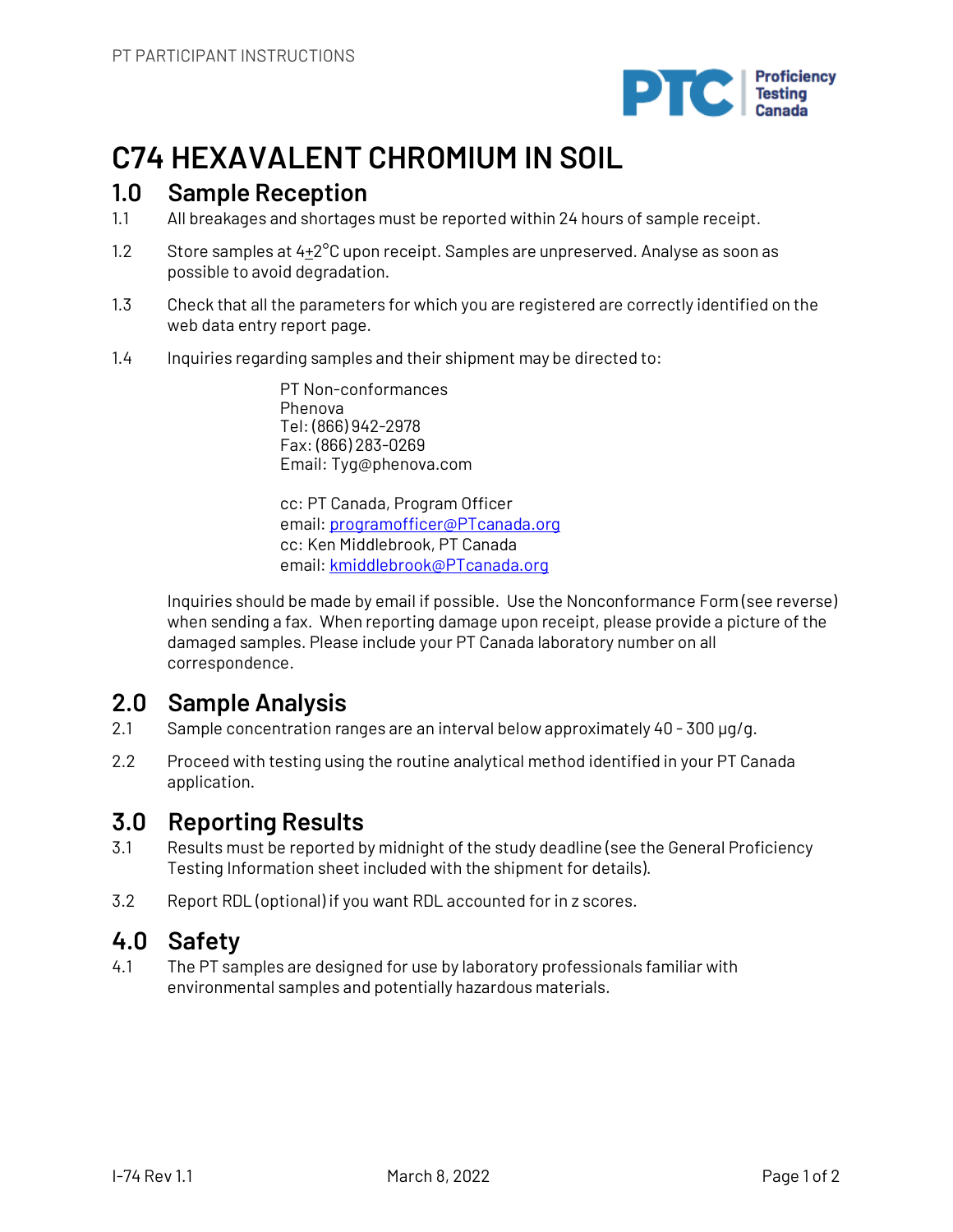# C74 HEXAVALENT CHROMIUM IN SOIL

## 1.0 Sample Reception

1.1 All breakages and shortages must be reported within 24 hours of sample receipt.

1.2 Store samples at $4 \pm 2$°C upon receipt. Samples are unpreserved. Analyse as soon as possible to avoid degradation.

1.3 Check that all the parameters for which you are registered are correctly identified on the web data entry report page.

1.4 Inquiries regarding samples and their shipment may be directed to:

PT Non-conformances
Phenova
Tel: (866) 942-2978
Fax: (866) 283-0269
Email: Tyg@phenova.com

cc: PT Canada, Program Officer
email: programofficer@PTcanada.org
cc: Ken Middlebrook, PT Canada
email: kmiddlebrook@PTcanada.org

Inquiries should be made by email if possible. Use the Nonconformance Form (see reverse) when sending a fax. When reporting damage upon receipt, please provide a picture of the damaged samples. Please include your PT Canada laboratory number on all correspondence.

## 2.0 Sample Analysis

2.1 Sample concentration ranges are an interval below approximately 40 - 300 µg/g.

2.2 Proceed with testing using the routine analytical method identified in your PT Canada application.

## 3.0 Reporting Results

3.1 Results must be reported by midnight of the study deadline (see the General Proficiency Testing Information sheet included with the shipment for details).

3.2 Report RDL (optional) if you want RDL accounted for in z scores.

## 4.0 Safety

4.1 The PT samples are designed for use by laboratory professionals familiar with environmental samples and potentially hazardous materials.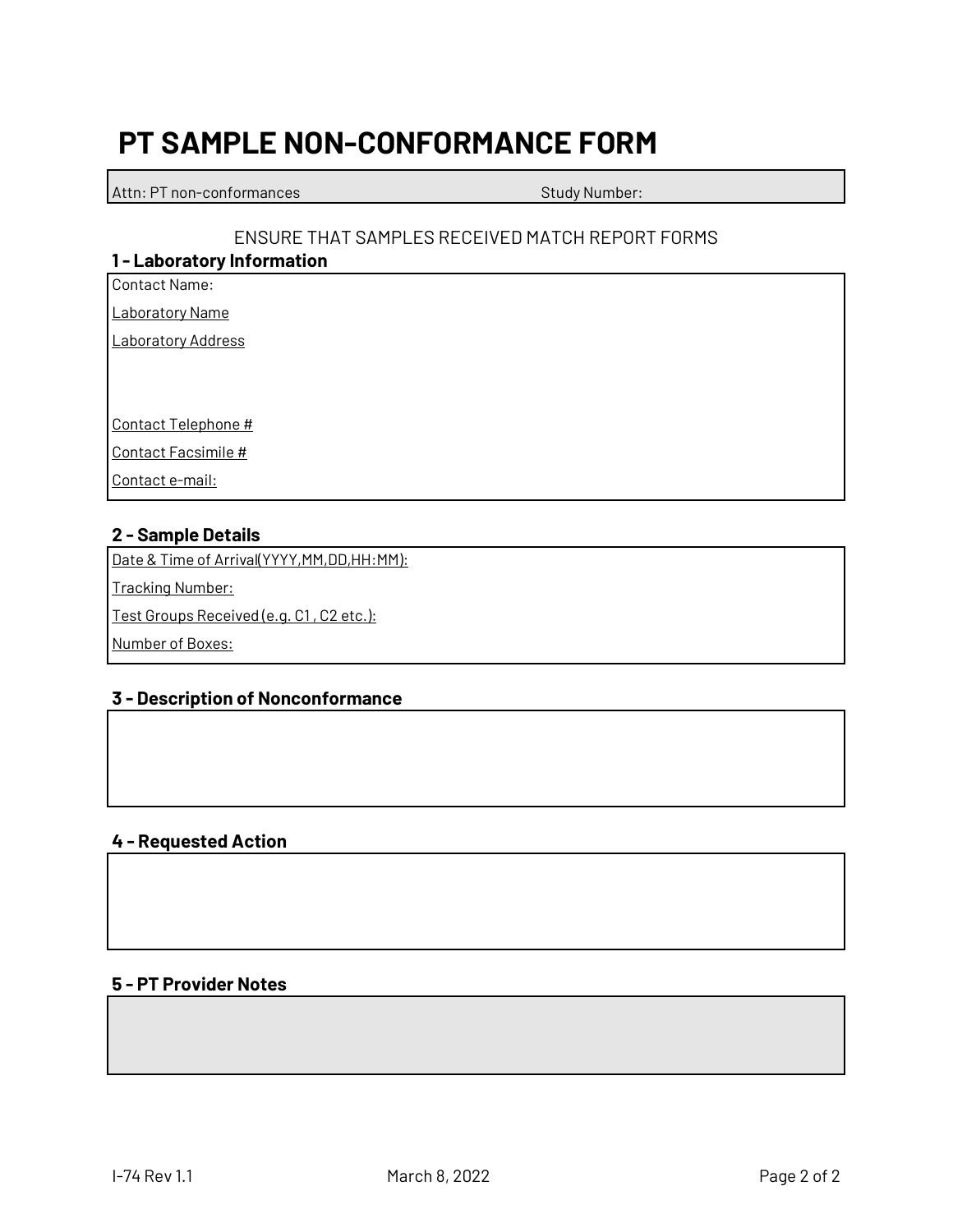# PT SAMPLE NON-CONFORMANCE FORM

| | |
|---|---|
| Attn: PT non-conformances | Study Number: |

ENSURE THAT SAMPLES RECEIVED MATCH REPORT FORMS

## 1 - Laboratory Information

Contact Name:

Laboratory Name

Laboratory Address

Contact Telephone #

Contact Facsimile #

Contact e-mail:

## 2 - Sample Details

Date & Time of Arrival(YYYY,MM,DD,HH:MM):

Tracking Number:

Test Groups Received (e.g. C1 , C2 etc.):

Number of Boxes:

## 3 - Description of Nonconformance

## 4 - Requested Action

## 5 - PT Provider Notes

I-74 Rev 1.1 March 8, 2022